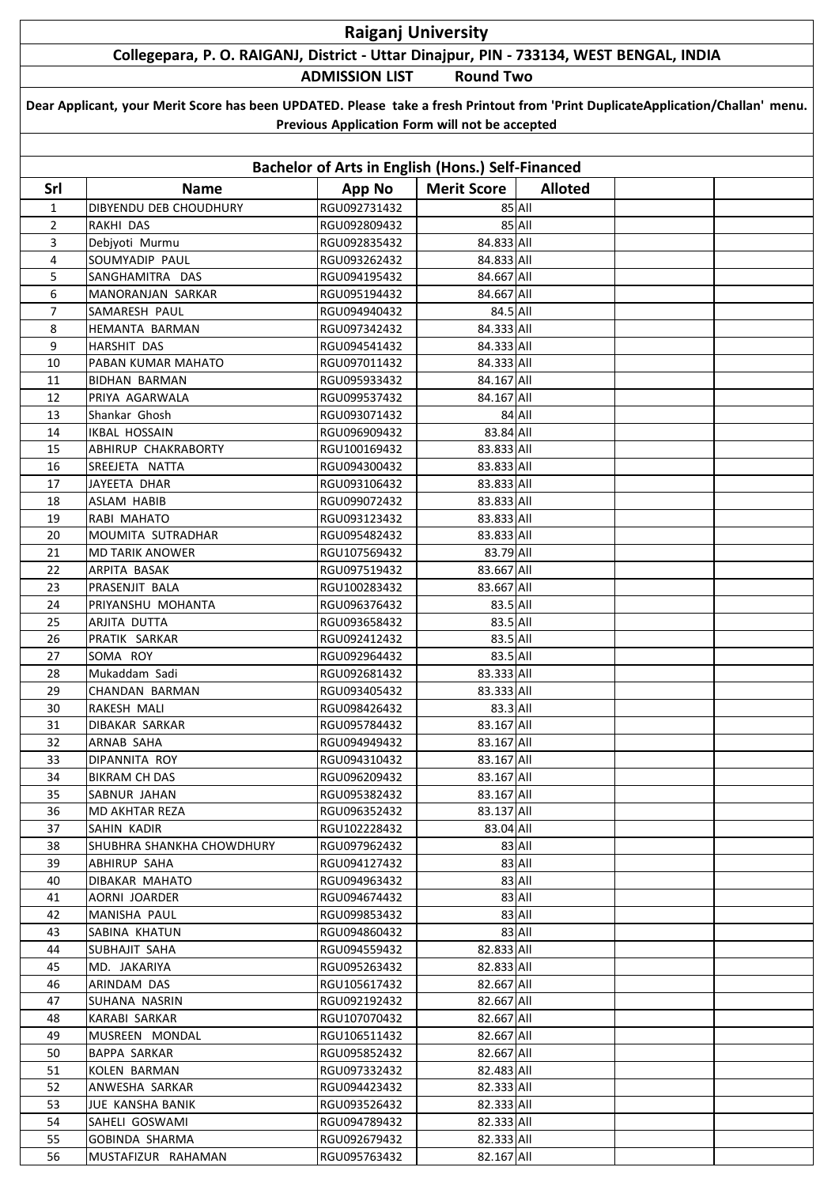# Raiganj University

**Collegepara, P. O. RAIGANJ, District - Uttar Dinajpur, PIN - 733134, WEST BENGAL, INDIA**

**ADMISSION LIST Round Two**

**Dear Applicant, your Merit Score has been UPDATED. Please take a fresh Printout from 'Print DuplicateApplication/Challan' menu. Previous Application Form will not be accepted**

## Bachelor of Arts in English (Hons.) Self-Financed

| Srl | Name | App No | Merit Score | Alloted | | |
|---|---|---|---|---|---|---|
| 1 | DIBYENDU DEB CHOUDHURY | RGU092731432 | 85 | All | | |
| 2 | RAKHI DAS | RGU092809432 | 85 | All | | |
| 3 | Debjyoti Murmu | RGU092835432 | 84.833 | All | | |
| 4 | SOUMYADIP PAUL | RGU093262432 | 84.833 | All | | |
| 5 | SANGHAMITRA DAS | RGU094195432 | 84.667 | All | | |
| 6 | MANORANJAN SARKAR | RGU095194432 | 84.667 | All | | |
| 7 | SAMARESH PAUL | RGU094940432 | 84.5 | All | | |
| 8 | HEMANTA BARMAN | RGU097342432 | 84.333 | All | | |
| 9 | HARSHIT DAS | RGU094541432 | 84.333 | All | | |
| 10 | PABAN KUMAR MAHATO | RGU097011432 | 84.333 | All | | |
| 11 | BIDHAN BARMAN | RGU095933432 | 84.167 | All | | |
| 12 | PRIYA AGARWALA | RGU099537432 | 84.167 | All | | |
| 13 | Shankar Ghosh | RGU093071432 | 84 | All | | |
| 14 | IKBAL HOSSAIN | RGU096909432 | 83.84 | All | | |
| 15 | ABHIRUP CHAKRABORTY | RGU100169432 | 83.833 | All | | |
| 16 | SREEJETA NATTA | RGU094300432 | 83.833 | All | | |
| 17 | JAYEETA DHAR | RGU093106432 | 83.833 | All | | |
| 18 | ASLAM HABIB | RGU099072432 | 83.833 | All | | |
| 19 | RABI MAHATO | RGU093123432 | 83.833 | All | | |
| 20 | MOUMITA SUTRADHAR | RGU095482432 | 83.833 | All | | |
| 21 | MD TARIK ANOWER | RGU107569432 | 83.79 | All | | |
| 22 | ARPITA BASAK | RGU097519432 | 83.667 | All | | |
| 23 | PRASENJIT BALA | RGU100283432 | 83.667 | All | | |
| 24 | PRIYANSHU MOHANTA | RGU096376432 | 83.5 | All | | |
| 25 | ARJITA DUTTA | RGU093658432 | 83.5 | All | | |
| 26 | PRATIK SARKAR | RGU092412432 | 83.5 | All | | |
| 27 | SOMA ROY | RGU092964432 | 83.5 | All | | |
| 28 | Mukaddam Sadi | RGU092681432 | 83.333 | All | | |
| 29 | CHANDAN BARMAN | RGU093405432 | 83.333 | All | | |
| 30 | RAKESH MALI | RGU098426432 | 83.3 | All | | |
| 31 | DIBAKAR SARKAR | RGU095784432 | 83.167 | All | | |
| 32 | ARNAB SAHA | RGU094949432 | 83.167 | All | | |
| 33 | DIPANNITA ROY | RGU094310432 | 83.167 | All | | |
| 34 | BIKRAM CH DAS | RGU096209432 | 83.167 | All | | |
| 35 | SABNUR JAHAN | RGU095382432 | 83.167 | All | | |
| 36 | MD AKHTAR REZA | RGU096352432 | 83.137 | All | | |
| 37 | SAHIN KADIR | RGU102228432 | 83.04 | All | | |
| 38 | SHUBHRA SHANKHA CHOWDHURY | RGU097962432 | 83 | All | | |
| 39 | ABHIRUP SAHA | RGU094127432 | 83 | All | | |
| 40 | DIBAKAR MAHATO | RGU094963432 | 83 | All | | |
| 41 | AORNI JOARDER | RGU094674432 | 83 | All | | |
| 42 | MANISHA PAUL | RGU099853432 | 83 | All | | |
| 43 | SABINA KHATUN | RGU094860432 | 83 | All | | |
| 44 | SUBHAJIT SAHA | RGU094559432 | 82.833 | All | | |
| 45 | MD. JAKARIYA | RGU095263432 | 82.833 | All | | |
| 46 | ARINDAM DAS | RGU105617432 | 82.667 | All | | |
| 47 | SUHANA NASRIN | RGU092192432 | 82.667 | All | | |
| 48 | KARABI SARKAR | RGU107070432 | 82.667 | All | | |
| 49 | MUSREEN MONDAL | RGU106511432 | 82.667 | All | | |
| 50 | BAPPA SARKAR | RGU095852432 | 82.667 | All | | |
| 51 | KOLEN BARMAN | RGU097332432 | 82.483 | All | | |
| 52 | ANWESHA SARKAR | RGU094423432 | 82.333 | All | | |
| 53 | JUE KANSHA BANIK | RGU093526432 | 82.333 | All | | |
| 54 | SAHELI GOSWAMI | RGU094789432 | 82.333 | All | | |
| 55 | GOBINDA SHARMA | RGU092679432 | 82.333 | All | | |
| 56 | MUSTAFIZUR RAHAMAN | RGU095763432 | 82.167 | All | | |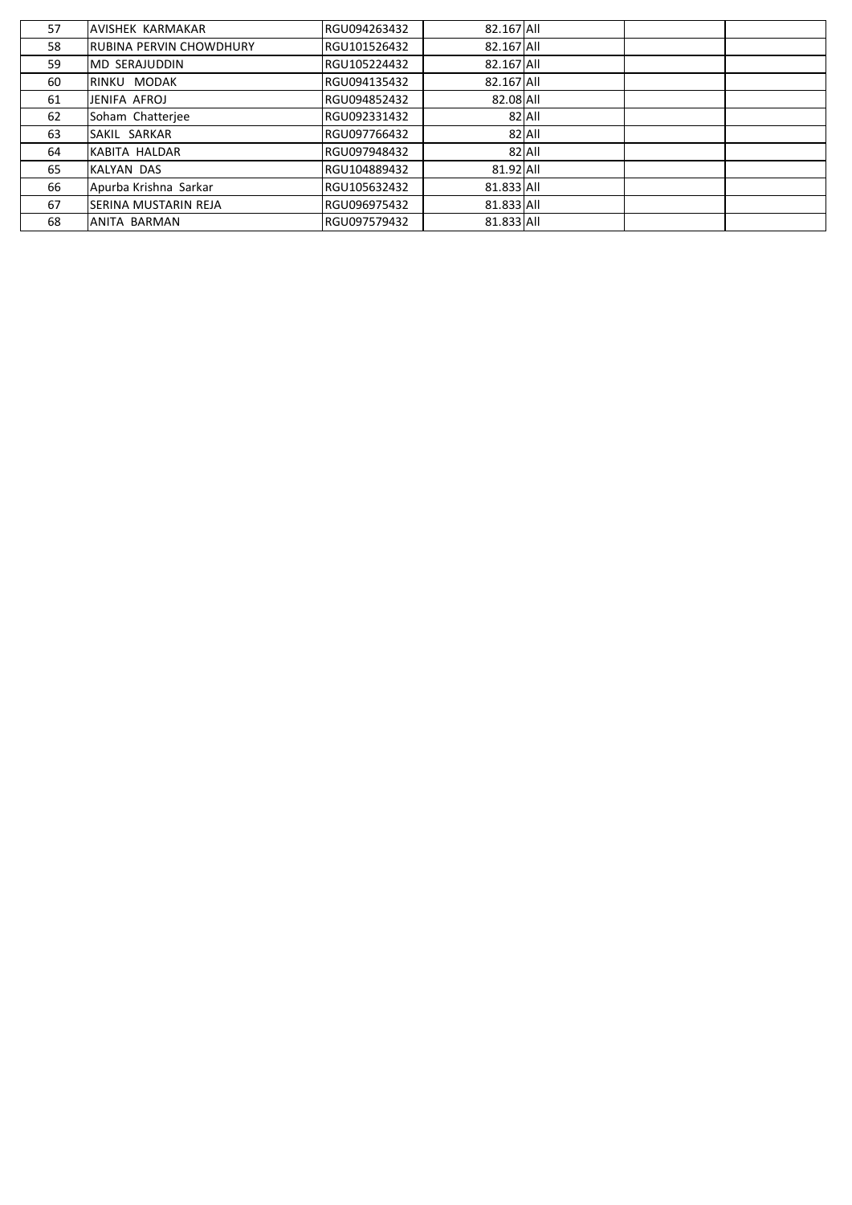| | | | | | | |
|---|---|---|---|---|---|---|
| 57 | AVISHEK KARMAKAR | RGU094263432 | 82.167 | All | | |
| 58 | RUBINA PERVIN CHOWDHURY | RGU101526432 | 82.167 | All | | |
| 59 | MD SERAJUDDIN | RGU105224432 | 82.167 | All | | |
| 60 | RINKU MODAK | RGU094135432 | 82.167 | All | | |
| 61 | JENIFA AFROJ | RGU094852432 | 82.08 | All | | |
| 62 | Soham Chatterjee | RGU092331432 | 82 | All | | |
| 63 | SAKIL SARKAR | RGU097766432 | 82 | All | | |
| 64 | KABITA HALDAR | RGU097948432 | 82 | All | | |
| 65 | KALYAN DAS | RGU104889432 | 81.92 | All | | |
| 66 | Apurba Krishna Sarkar | RGU105632432 | 81.833 | All | | |
| 67 | SERINA MUSTARIN REJA | RGU096975432 | 81.833 | All | | |
| 68 | ANITA BARMAN | RGU097579432 | 81.833 | All | | |